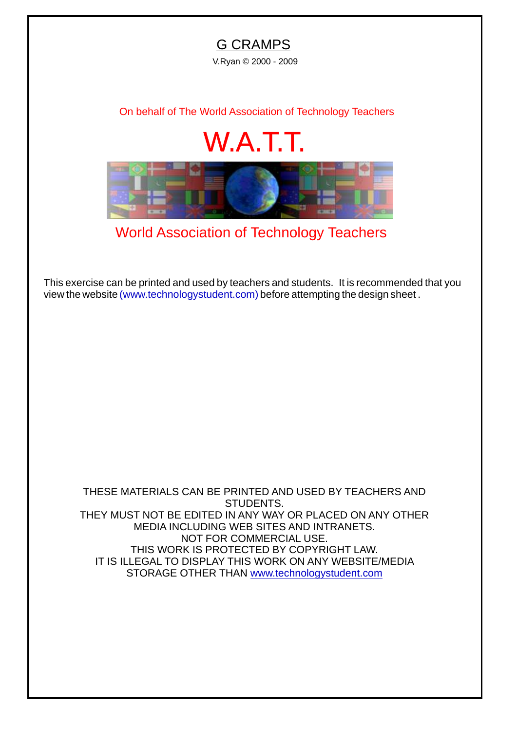# G CRAMPS

V.Ryan © 2000 - 2009

On behalf of The World Association of Technology Teachers

## W.A.T.T.

World Association of Technology Teachers

This exercise can be printed and used by teachers and students. It is recommended that you view the website (www.technologystudent.com) before attempting the design sheet .

THESE MATERIALS CAN BE PRINTED AND USED BY TEACHERS AND STUDENTS.
THEY MUST NOT BE EDITED IN ANY WAY OR PLACED ON ANY OTHER MEDIA INCLUDING WEB SITES AND INTRANETS.
NOT FOR COMMERCIAL USE.
THIS WORK IS PROTECTED BY COPYRIGHT LAW.
IT IS ILLEGAL TO DISPLAY THIS WORK ON ANY WEBSITE/MEDIA STORAGE OTHER THAN www.technologystudent.com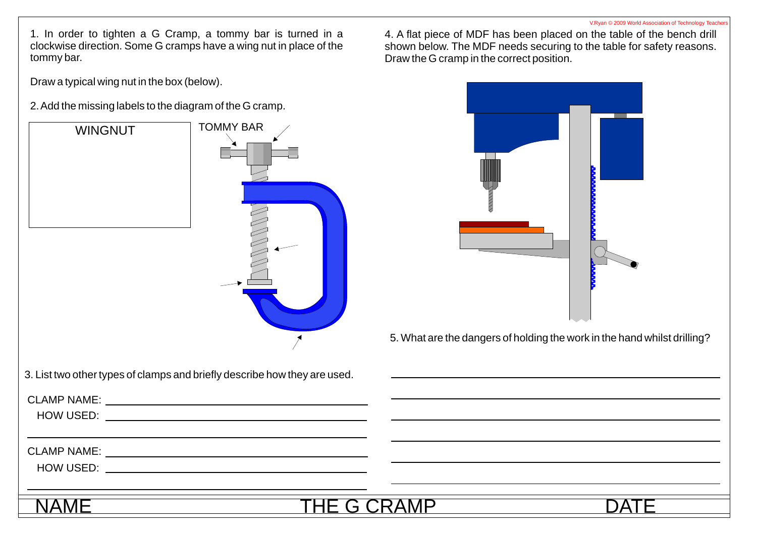1. In order to tighten a G Cramp, a tommy bar is turned in a clockwise direction. Some G cramps have a wing nut in place of the tommy bar.

Draw a typical wing nut in the box (below).

2. Add the missing labels to the diagram of the G cramp.

WINGNUT

TOMMY BAR

3. List two other types of clamps and briefly describe how they are used.

CLAMP NAME: ____________________

HOW USED: ____________________

____________________

CLAMP NAME: ____________________

HOW USED: ____________________

____________________

4. A flat piece of MDF has been placed on the table of the bench drill shown below. The MDF needs securing to the table for safety reasons. Draw the G cramp in the correct position.

5. What are the dangers of holding the work in the hand whilst drilling?

____________________

____________________

____________________

____________________

____________________

____________________

NAME

# THE G CRAMP

DATE